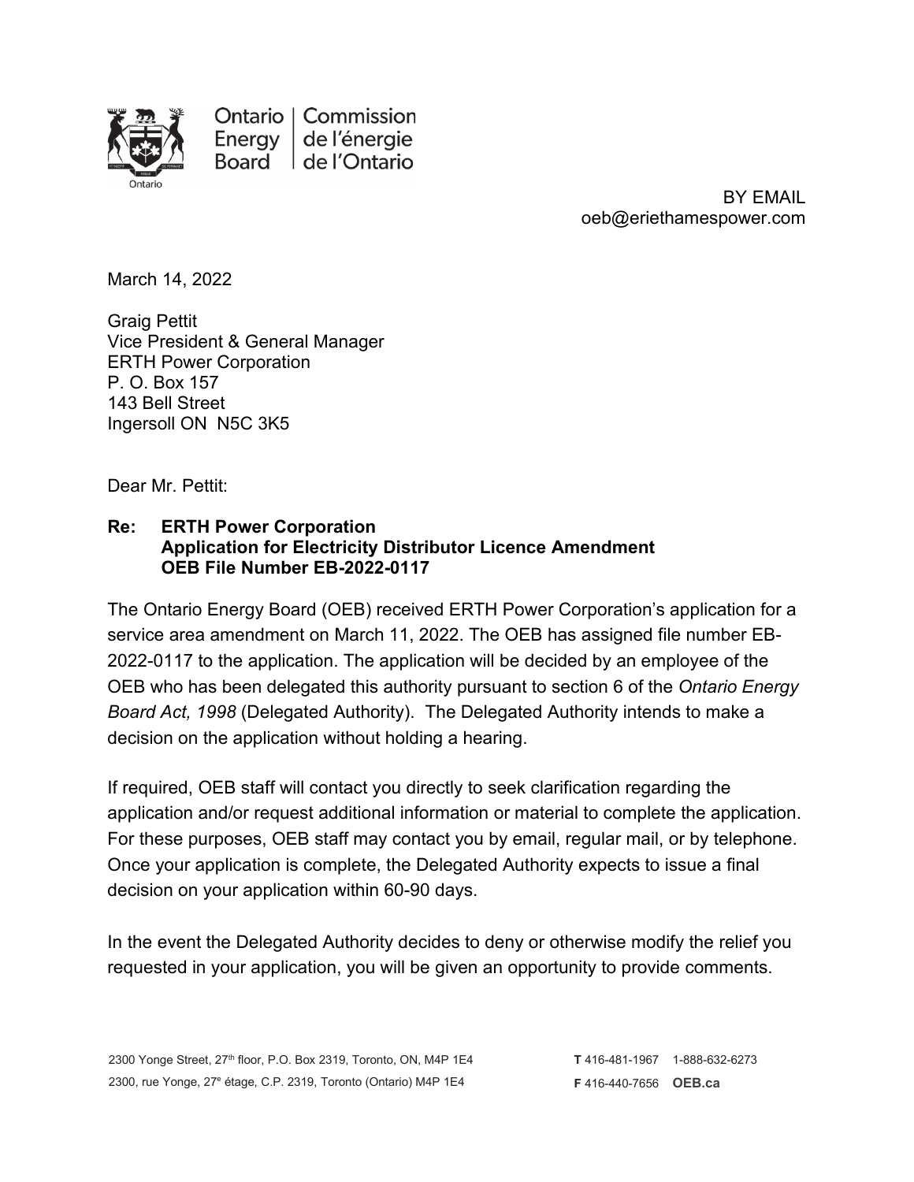Ontario Energy Board | Commission de l'énergie de l'Ontario

BY EMAIL
oeb@eriethamespower.com

March 14, 2022

Graig Pettit
Vice President & General Manager
ERTH Power Corporation
P. O. Box 157
143 Bell Street
Ingersoll ON N5C 3K5

Dear Mr. Pettit:

**Re: ERTH Power Corporation**
**Application for Electricity Distributor Licence Amendment**
**OEB File Number EB-2022-0117**

The Ontario Energy Board (OEB) received ERTH Power Corporation's application for a service area amendment on March 11, 2022. The OEB has assigned file number EB-2022-0117 to the application. The application will be decided by an employee of the OEB who has been delegated this authority pursuant to section 6 of the *Ontario Energy Board Act, 1998* (Delegated Authority). The Delegated Authority intends to make a decision on the application without holding a hearing.

If required, OEB staff will contact you directly to seek clarification regarding the application and/or request additional information or material to complete the application. For these purposes, OEB staff may contact you by email, regular mail, or by telephone. Once your application is complete, the Delegated Authority expects to issue a final decision on your application within 60-90 days.

In the event the Delegated Authority decides to deny or otherwise modify the relief you requested in your application, you will be given an opportunity to provide comments.

2300 Yonge Street, 27th floor, P.O. Box 2319, Toronto, ON, M4P 1E4
2300, rue Yonge, 27e étage, C.P. 2319, Toronto (Ontario) M4P 1E4

**T** 416-481-1967 1-888-632-6273
**F** 416-440-7656 **OEB.ca**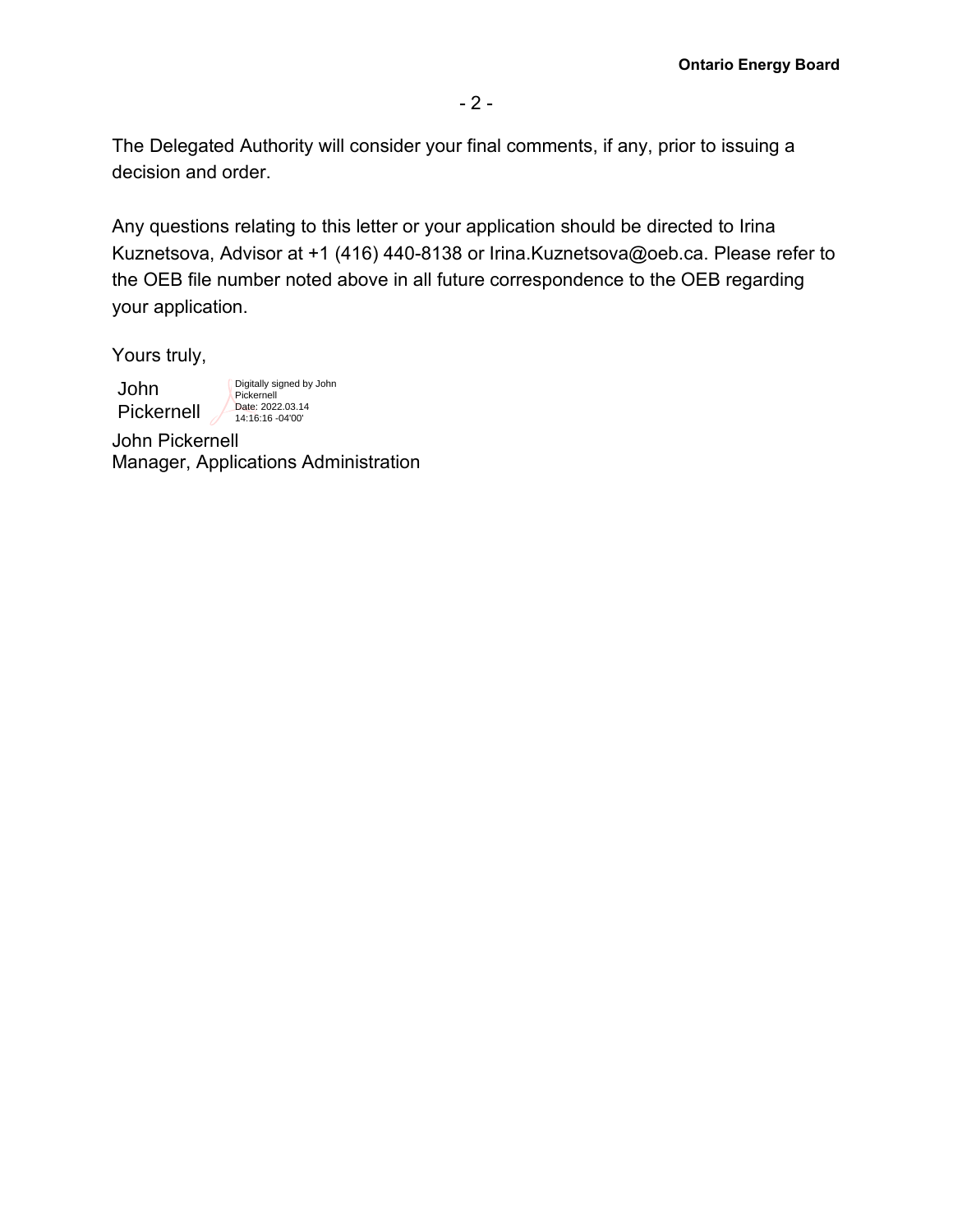The Delegated Authority will consider your final comments, if any, prior to issuing a decision and order.

Any questions relating to this letter or your application should be directed to Irina Kuznetsova, Advisor at +1 (416) 440-8138 or Irina.Kuznetsova@oeb.ca. Please refer to the OEB file number noted above in all future correspondence to the OEB regarding your application.

Yours truly,

John Pickernell

Digitally signed by John Pickernell
Date: 2022.03.14 14:16:16 -04'00'

John Pickernell
Manager, Applications Administration